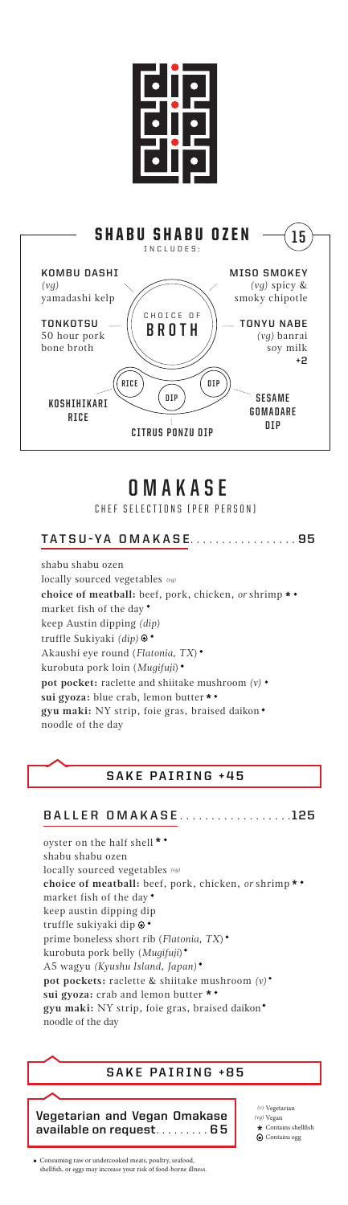# SHABU SHABU OZEN — 15

INCLUDES:

**CHOICE OF BROTH**

- **KOMBU DASHI** *(vg)* yamadashi kelp
- **MISO SMOKEY** *(vg)* spicy & smoky chipotle
- **TONKOTSU** 50 hour pork bone broth
- **TONYU NABE** *(vg)* banrai soy milk **+2**

**RICE**

- **KOSHIHIKARI RICE**

**DIP**

- **CITRUS PONZU DIP**
- **SESAME GOMADARE DIP**

# OMAKASE

CHEF SELECTIONS (PER PERSON)

## TATSU-YA OMAKASE................. 95

shabu shabu ozen
locally sourced vegetables *(vg)*
**choice of meatball:** beef, pork, chicken, *or* shrimp ★ ◆
market fish of the day ◆
keep Austin dipping *(dip)*
truffle Sukiyaki *(dip)* ⊕ ◆
Akaushi eye round (*Flatonia, TX*) ◆
kurobuta pork loin (*Mugifuji*) ◆
**pot pocket:** raclette and shiitake mushroom *(v)* ◆
**sui gyoza:** blue crab, lemon butter ★ ◆
**gyu maki:** NY strip, foie gras, braised daikon ◆
noodle of the day

### SAKE PAIRING +45

## BALLER OMAKASE..................125

oyster on the half shell ★ ◆
shabu shabu ozen
locally sourced vegetables *(vg)*
**choice of meatball:** beef, pork, chicken, *or* shrimp ★ ◆
market fish of the day ◆
keep austin dipping dip
truffle sukiyaki dip ⊕ ◆
prime boneless short rib (*Flatonia, TX*) ◆
kurobuta pork belly (*Mugifuji*) ◆
A5 wagyu *(Kyushu Island, Japan)* ◆
**pot pockets:** raclette & shiitake mushroom *(v)* ◆
**sui gyoza:** crab and lemon butter ★ ◆
**gyu maki:** NY strip, foie gras, braised daikon ◆
noodle of the day

### SAKE PAIRING +85

**Vegetarian and Vegan Omakase available on request......... 65**

*(v)* Vegetarian
*(vg)* Vegan
★ Contains shellfish
⊕ Contains egg

◆ Consuming raw or undercooked meats, poultry, seafood, shellfish, or eggs may increase your risk of food-borne illness.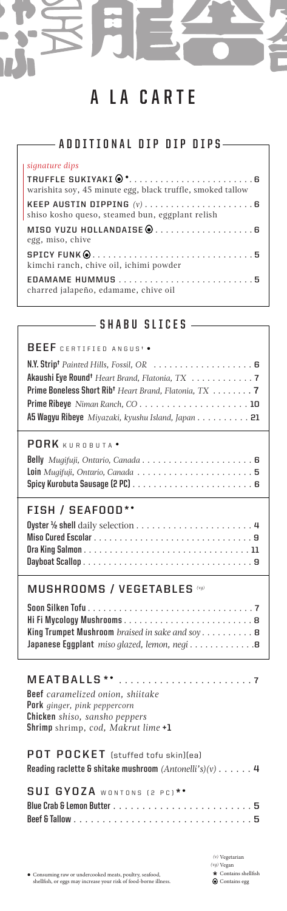# A LA CARTE

## ADDITIONAL DIP DIP DIPS

*signature dips*

**TRUFFLE SUKIYAKI** ⦿ • . . . . . . . . . . . . . . . . . . . . . . . . 6
warishita soy, 45 minute egg, black truffle, smoked tallow

**KEEP AUSTIN DIPPING** *(v)* . . . . . . . . . . . . . . . . . . . . . 6
shiso kosho queso, steamed bun, eggplant relish

**MISO YUZU HOLLANDAISE** ⦿ . . . . . . . . . . . . . . . . . . . 6
egg, miso, chive

**SPICY FUNK** ⦿ . . . . . . . . . . . . . . . . . . . . . . . . . . . . . . . 5
kimchi ranch, chive oil, ichimi powder

**EDAMAME HUMMUS** . . . . . . . . . . . . . . . . . . . . . . . . . . 5
charred jalapeño, edamame, chive oil

## SHABU SLICES

### BEEF CERTIFIED ANGUS† •

**N.Y. Strip†** *Painted Hills, Fossil, OR* . . . . . . . . . . . . . . . . . . . 6
**Akaushi Eye Round†** *Heart Brand, Flatonia, TX* . . . . . . . . . . . . 7
**Prime Boneless Short Rib†** *Heart Brand, Flatonia, TX* . . . . . . . . 7
**Prime Ribeye** *Niman Ranch, CO* . . . . . . . . . . . . . . . . . . . . 10
**A5 Wagyu Ribeye** *Miyazaki, kyushu Island, Japan* . . . . . . . . . . 21

### PORK KUROBUTA •

**Belly** *Mugifuji, Ontario, Canada* . . . . . . . . . . . . . . . . . . . . . 6
**Loin** *Mugifuji, Ontario, Canada* . . . . . . . . . . . . . . . . . . . . . . 5
**Spicy Kurobuta Sausage (2 PC)** . . . . . . . . . . . . . . . . . . . . . . . 6

### FISH / SEAFOOD*•

**Oyster ½ shell** daily selection . . . . . . . . . . . . . . . . . . . . . . 4
**Miso Cured Escolar** . . . . . . . . . . . . . . . . . . . . . . . . . . . . . . 9
**Ora King Salmon** . . . . . . . . . . . . . . . . . . . . . . . . . . . . . . . 11
**Dayboat Scallop** . . . . . . . . . . . . . . . . . . . . . . . . . . . . . . . . 9

### MUSHROOMS / VEGETABLES *(vg)*

**Soon Silken Tofu** . . . . . . . . . . . . . . . . . . . . . . . . . . . . . . . 7
**Hi Fi Mycology Mushrooms** . . . . . . . . . . . . . . . . . . . . . . . . . 8
**King Trumpet Mushroom** *braised in sake and soy* . . . . . . . . . . 8
**Japanese Eggplant** *miso glazed, lemon, negi* . . . . . . . . . . . . .8

## MEATBALLS*• . . . . . . . . . . . . . . . . . . . . . . . 7

**Beef** *caramelized onion, shiitake*
**Pork** *ginger, pink peppercorn*
**Chicken** *shiso, sansho peppers*
**Shrimp** *shrimp, cod, Makrut lime* **+1**

## POT POCKET (stuffed tofu skin)(ea)

**Reading raclette & shitake mushroom** *(Antonelli's)(v)* . . . . . . 4

## SUI GYOZA WONTONS (2 PC)*•

**Blue Crab & Lemon Butter** . . . . . . . . . . . . . . . . . . . . . . . . . 5
**Beef & Tallow** . . . . . . . . . . . . . . . . . . . . . . . . . . . . . . . . . 5

• Consuming raw or undercooked meats, poultry, seafood, shellfish, or eggs may increase your risk of food-borne illness.

*(v)* Vegetarian
*(vg)* Vegan
★ Contains shellfish
⦿ Contains egg